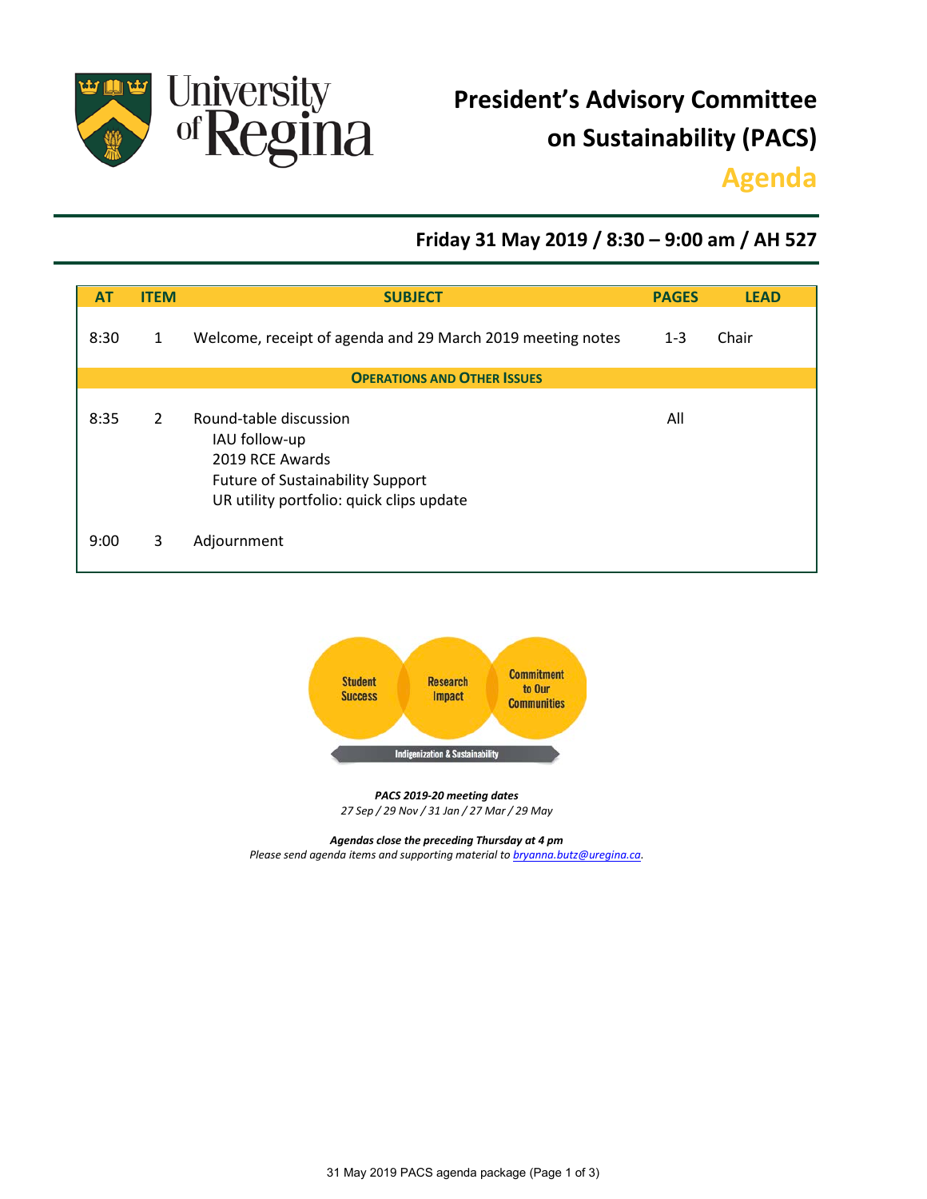University of Regina

# President's Advisory Committee on Sustainability (PACS)

## Agenda

### Friday 31 May 2019 / 8:30 – 9:00 am / AH 527

| AT | ITEM | SUBJECT | PAGES | LEAD |
|---|---|---|---|---|
| 8:30 | 1 | Welcome, receipt of agenda and 29 March 2019 meeting notes | 1-3 | Chair |
| | | **OPERATIONS AND OTHER ISSUES** | | |
| 8:35 | 2 | Round-table discussion<br>IAU follow-up<br>2019 RCE Awards<br>Future of Sustainability Support<br>UR utility portfolio: quick clips update | All | |
| 9:00 | 3 | Adjournment | | |

Student Success · Research Impact · Commitment to Our Communities

Indigenization & Sustainability

***PACS 2019-20 meeting dates***
*27 Sep / 29 Nov / 31 Jan / 27 Mar / 29 May*

***Agendas close the preceding Thursday at 4 pm***
*Please send agenda items and supporting material to bryanna.butz@uregina.ca.*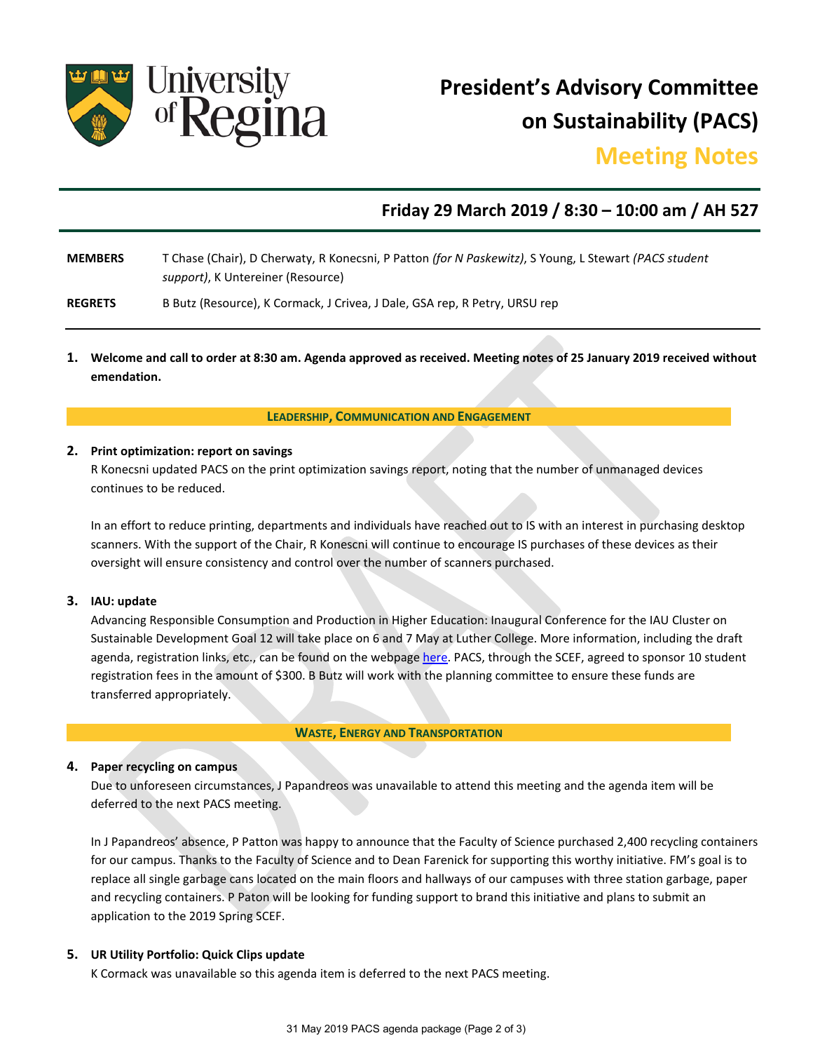# President's Advisory Committee on Sustainability (PACS)

## Meeting Notes

### Friday 29 March 2019 / 8:30 – 10:00 am / AH 527

**MEMBERS** T Chase (Chair), D Cherwaty, R Konecsni, P Patton *(for N Paskewitz)*, S Young, L Stewart *(PACS student support)*, K Untereiner (Resource)

**REGRETS** B Butz (Resource), K Cormack, J Crivea, J Dale, GSA rep, R Petry, URSU rep

1. **Welcome and call to order at 8:30 am. Agenda approved as received. Meeting notes of 25 January 2019 received without emendation.**

**LEADERSHIP, COMMUNICATION AND ENGAGEMENT**

2. **Print optimization: report on savings**
   R Konecsni updated PACS on the print optimization savings report, noting that the number of unmanaged devices continues to be reduced.

   In an effort to reduce printing, departments and individuals have reached out to IS with an interest in purchasing desktop scanners. With the support of the Chair, R Konescni will continue to encourage IS purchases of these devices as their oversight will ensure consistency and control over the number of scanners purchased.

3. **IAU: update**
   Advancing Responsible Consumption and Production in Higher Education: Inaugural Conference for the IAU Cluster on Sustainable Development Goal 12 will take place on 6 and 7 May at Luther College. More information, including the draft agenda, registration links, etc., can be found on the webpage here. PACS, through the SCEF, agreed to sponsor 10 student registration fees in the amount of $300. B Butz will work with the planning committee to ensure these funds are transferred appropriately.

**WASTE, ENERGY AND TRANSPORTATION**

4. **Paper recycling on campus**
   Due to unforeseen circumstances, J Papandreos was unavailable to attend this meeting and the agenda item will be deferred to the next PACS meeting.

   In J Papandreos' absence, P Patton was happy to announce that the Faculty of Science purchased 2,400 recycling containers for our campus. Thanks to the Faculty of Science and to Dean Farenick for supporting this worthy initiative. FM's goal is to replace all single garbage cans located on the main floors and hallways of our campuses with three station garbage, paper and recycling containers. P Paton will be looking for funding support to brand this initiative and plans to submit an application to the 2019 Spring SCEF.

5. **UR Utility Portfolio: Quick Clips update**
   K Cormack was unavailable so this agenda item is deferred to the next PACS meeting.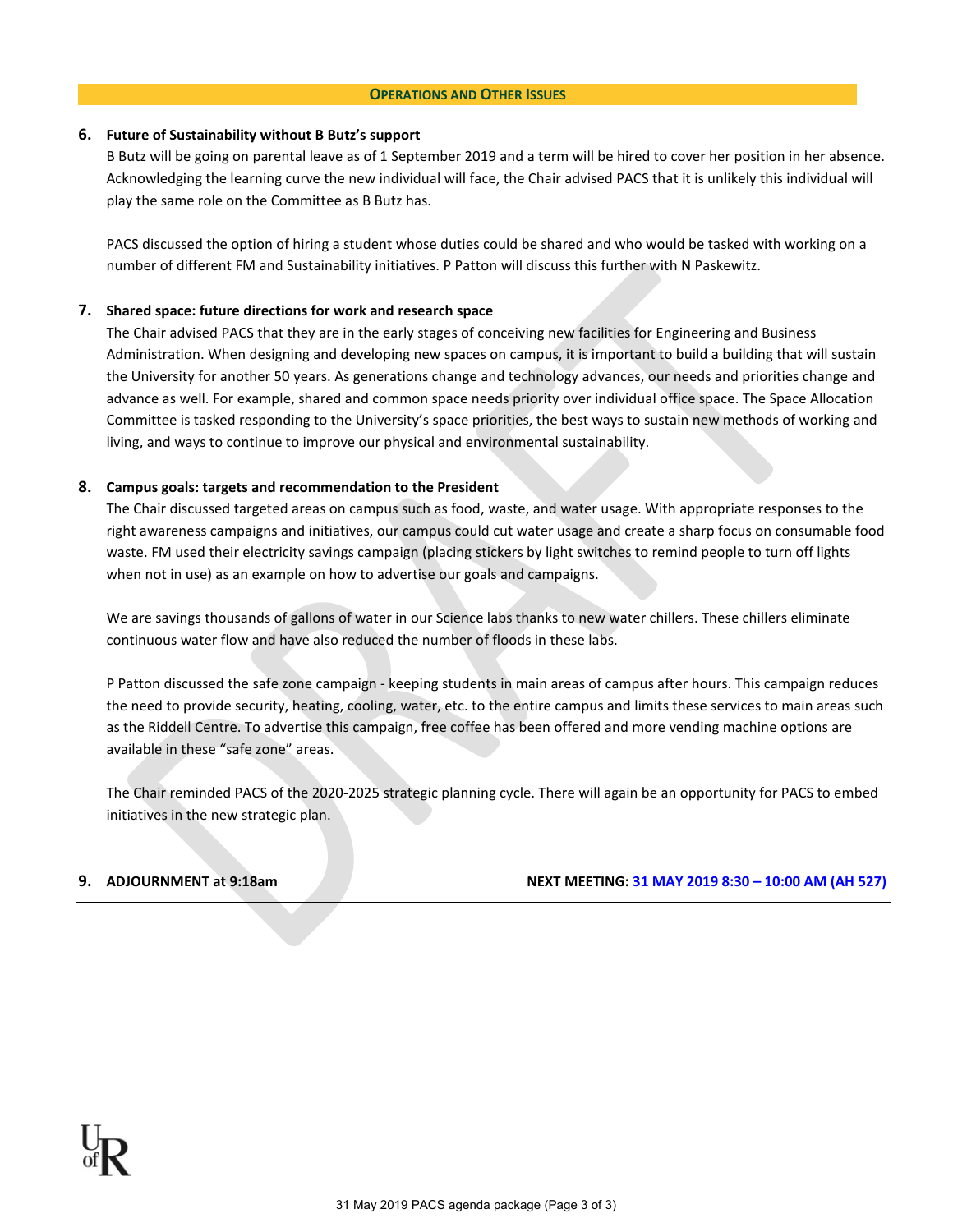## OPERATIONS AND OTHER ISSUES

### 6. Future of Sustainability without B Butz's support

B Butz will be going on parental leave as of 1 September 2019 and a term will be hired to cover her position in her absence. Acknowledging the learning curve the new individual will face, the Chair advised PACS that it is unlikely this individual will play the same role on the Committee as B Butz has.

PACS discussed the option of hiring a student whose duties could be shared and who would be tasked with working on a number of different FM and Sustainability initiatives. P Patton will discuss this further with N Paskewitz.

### 7. Shared space: future directions for work and research space

The Chair advised PACS that they are in the early stages of conceiving new facilities for Engineering and Business Administration. When designing and developing new spaces on campus, it is important to build a building that will sustain the University for another 50 years. As generations change and technology advances, our needs and priorities change and advance as well. For example, shared and common space needs priority over individual office space. The Space Allocation Committee is tasked responding to the University's space priorities, the best ways to sustain new methods of working and living, and ways to continue to improve our physical and environmental sustainability.

### 8. Campus goals: targets and recommendation to the President

The Chair discussed targeted areas on campus such as food, waste, and water usage. With appropriate responses to the right awareness campaigns and initiatives, our campus could cut water usage and create a sharp focus on consumable food waste. FM used their electricity savings campaign (placing stickers by light switches to remind people to turn off lights when not in use) as an example on how to advertise our goals and campaigns.

We are savings thousands of gallons of water in our Science labs thanks to new water chillers. These chillers eliminate continuous water flow and have also reduced the number of floods in these labs.

P Patton discussed the safe zone campaign - keeping students in main areas of campus after hours. This campaign reduces the need to provide security, heating, cooling, water, etc. to the entire campus and limits these services to main areas such as the Riddell Centre. To advertise this campaign, free coffee has been offered and more vending machine options are available in these "safe zone" areas.

The Chair reminded PACS of the 2020-2025 strategic planning cycle. There will again be an opportunity for PACS to embed initiatives in the new strategic plan.

### 9. ADJOURNMENT at 9:18am

**NEXT MEETING: 31 MAY 2019 8:30 – 10:00 AM (AH 527)**